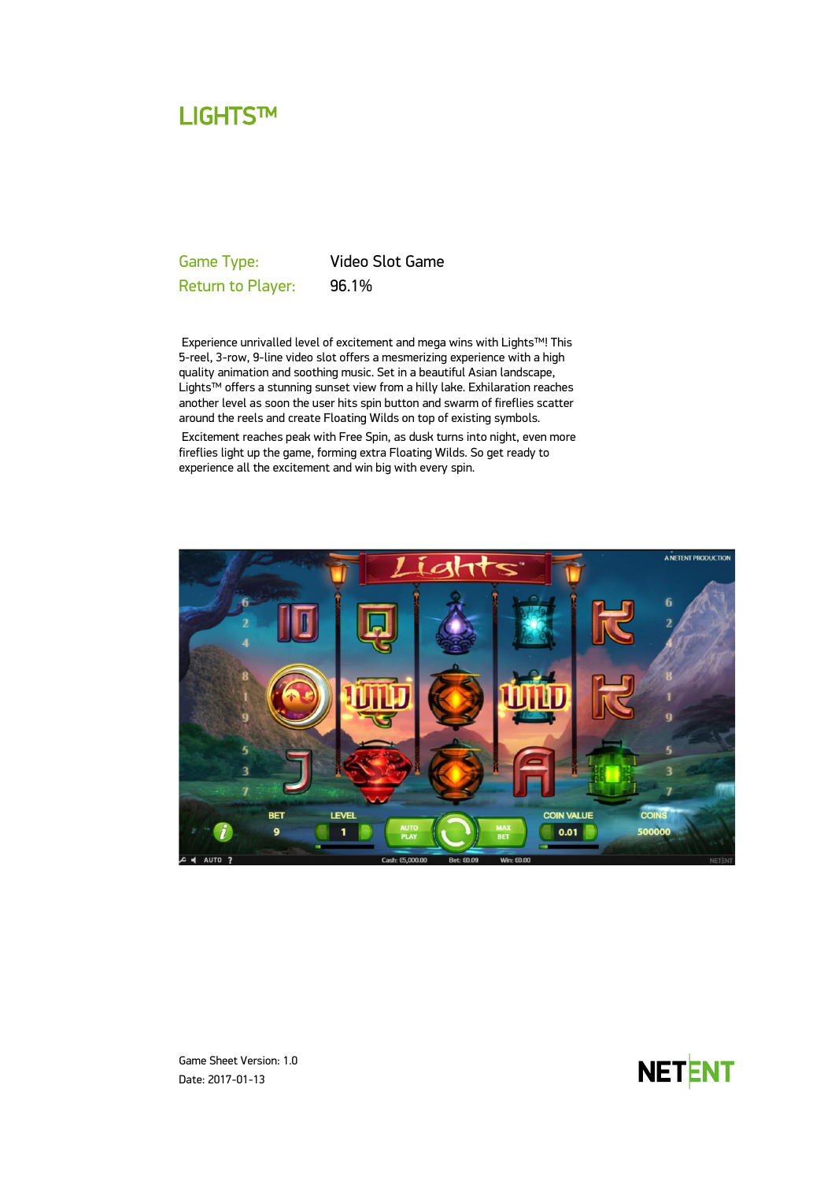# LIGHTS™

| | |
|---|---|
| Game Type: | Video Slot Game |
| Return to Player: | 96.1% |

Experience unrivalled level of excitement and mega wins with Lights™! This 5-reel, 3-row, 9-line video slot offers a mesmerizing experience with a high quality animation and soothing music. Set in a beautiful Asian landscape, Lights™ offers a stunning sunset view from a hilly lake. Exhilaration reaches another level as soon the user hits spin button and swarm of fireflies scatter around the reels and create Floating Wilds on top of existing symbols.

Excitement reaches peak with Free Spin, as dusk turns into night, even more fireflies light up the game, forming extra Floating Wilds. So get ready to experience all the excitement and win big with every spin.

Game Sheet Version: 1.0

Date: 2017-01-13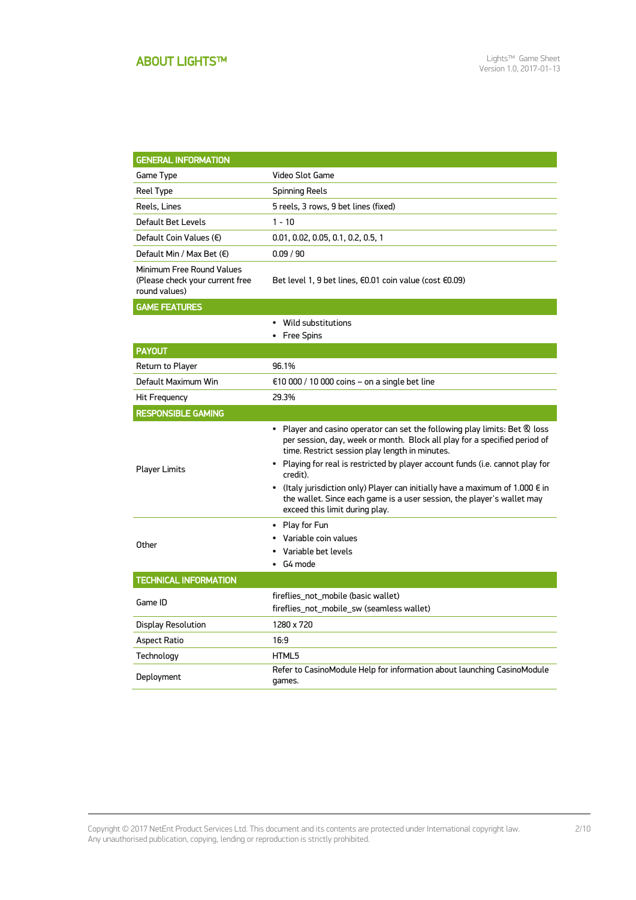## ABOUT LIGHTS™

| GENERAL INFORMATION | |
|---|---|
| Game Type | Video Slot Game |
| Reel Type | Spinning Reels |
| Reels, Lines | 5 reels, 3 rows, 9 bet lines (fixed) |
| Default Bet Levels | 1 - 10 |
| Default Coin Values (€) | 0.01, 0.02, 0.05, 0.1, 0.2, 0.5, 1 |
| Default Min / Max Bet (€) | 0.09 / 90 |
| Minimum Free Round Values (Please check your current free round values) | Bet level 1, 9 bet lines, €0.01 coin value (cost €0.09) |
| **GAME FEATURES** | |
| | • Wild substitutions<br>• Free Spins |
| **PAYOUT** | |
| Return to Player | 96.1% |
| Default Maximum Win | €10 000 / 10 000 coins – on a single bet line |
| Hit Frequency | 29.3% |
| **RESPONSIBLE GAMING** | |
| Player Limits | • Player and casino operator can set the following play limits: Bet & loss per session, day, week or month. Block all play for a specified period of time. Restrict session play length in minutes.<br>• Playing for real is restricted by player account funds (i.e. cannot play for credit).<br>• (Italy jurisdiction only) Player can initially have a maximum of 1.000 € in the wallet. Since each game is a user session, the player's wallet may exceed this limit during play. |
| Other | • Play for Fun<br>• Variable coin values<br>• Variable bet levels<br>• G4 mode |
| **TECHNICAL INFORMATION** | |
| Game ID | fireflies_not_mobile (basic wallet)<br>fireflies_not_mobile_sw (seamless wallet) |
| Display Resolution | 1280 x 720 |
| Aspect Ratio | 16:9 |
| Technology | HTML5 |
| Deployment | Refer to CasinoModule Help for information about launching CasinoModule games. |

Copyright © 2017 NetEnt Product Services Ltd. This document and its contents are protected under International copyright law. Any unauthorised publication, copying, lending or reproduction is strictly prohibited.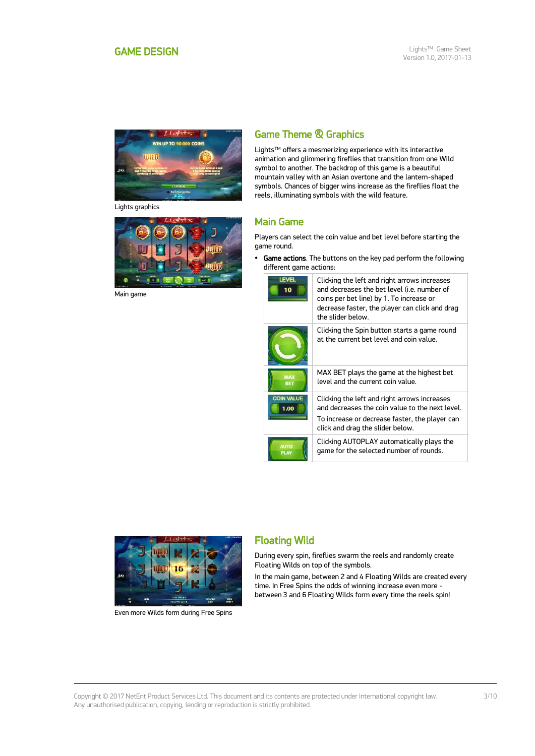# GAME DESIGN

Lights graphics

## Game Theme & Graphics

Lights™ offers a mesmerizing experience with its interactive animation and glimmering fireflies that transition from one Wild symbol to another. The backdrop of this game is a beautiful mountain valley with an Asian overtone and the lantern-shaped symbols. Chances of bigger wins increase as the fireflies float the reels, illuminating symbols with the wild feature.

Main game

## Main Game

Players can select the coin value and bet level before starting the game round.

- **Game actions**. The buttons on the key pad perform the following different game actions:

| Button | Action |
|---|---|
| LEVEL 10 | Clicking the left and right arrows increases and decreases the bet level (i.e. number of coins per bet line) by 1. To increase or decrease faster, the player can click and drag the slider below. |
| Spin | Clicking the Spin button starts a game round at the current bet level and coin value. |
| MAX BET | MAX BET plays the game at the highest bet level and the current coin value. |
| COIN VALUE 1.00 | Clicking the left and right arrows increases and decreases the coin value to the next level. To increase or decrease faster, the player can click and drag the slider below. |
| AUTO PLAY | Clicking AUTOPLAY automatically plays the game for the selected number of rounds. |

Even more Wilds form during Free Spins

## Floating Wild

During every spin, fireflies swarm the reels and randomly create Floating Wilds on top of the symbols.

In the main game, between 2 and 4 Floating Wilds are created every time. In Free Spins the odds of winning increase even more - between 3 and 6 Floating Wilds form every time the reels spin!

Copyright © 2017 NetEnt Product Services Ltd. This document and its contents are protected under International copyright law. Any unauthorised publication, copying, lending or reproduction is strictly prohibited.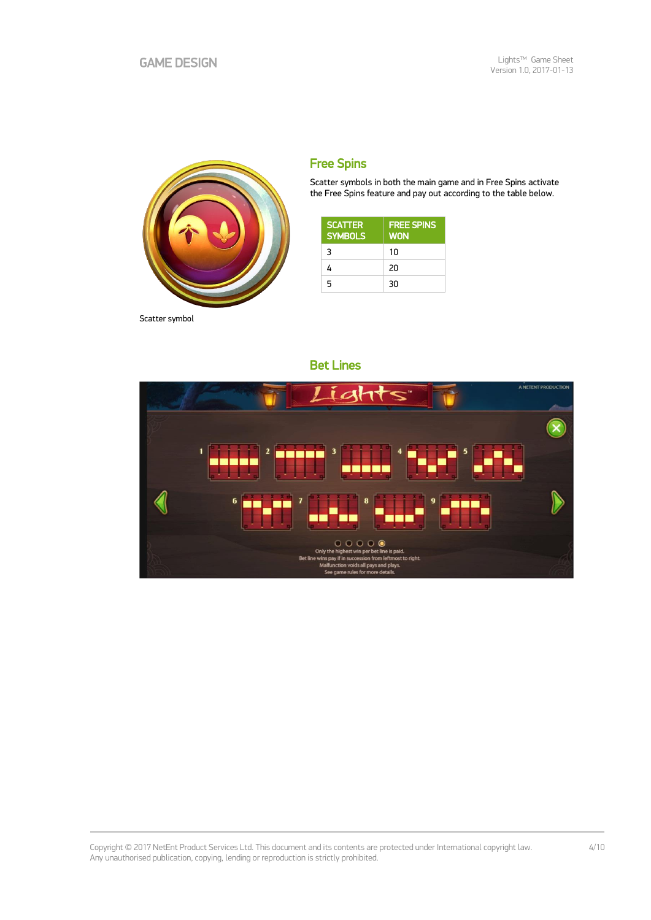## Free Spins

Scatter symbols in both the main game and in Free Spins activate the Free Spins feature and pay out according to the table below.

| SCATTER SYMBOLS | FREE SPINS WON |
|---|---|
| 3 | 10 |
| 4 | 20 |
| 5 | 30 |

Scatter symbol

## Bet Lines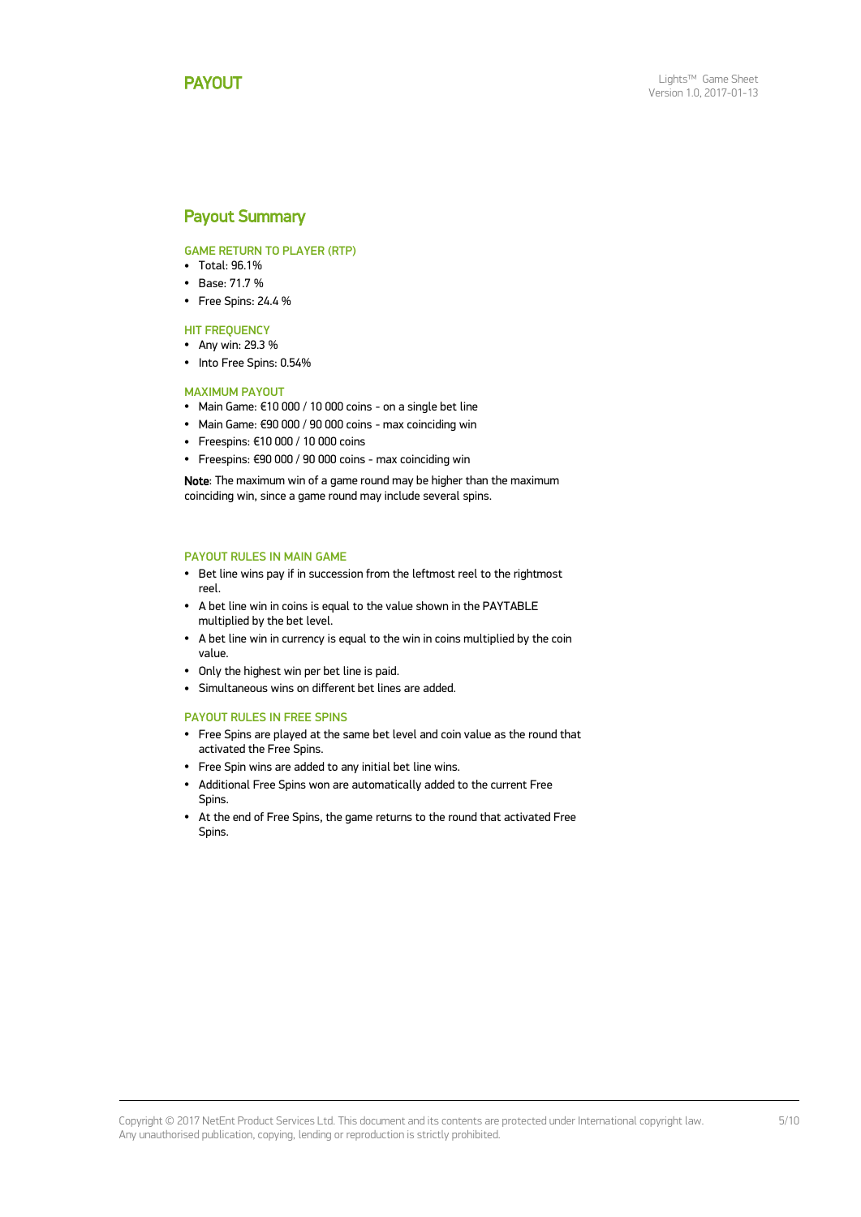# PAYOUT

## Payout Summary

### GAME RETURN TO PLAYER (RTP)

- Total: 96.1%
- Base: 71.7 %
- Free Spins: 24.4 %

### HIT FREQUENCY

- Any win: 29.3 %
- Into Free Spins: 0.54%

### MAXIMUM PAYOUT

- Main Game: €10 000 / 10 000 coins - on a single bet line
- Main Game: €90 000 / 90 000 coins - max coinciding win
- Freespins: €10 000 / 10 000 coins
- Freespins: €90 000 / 90 000 coins - max coinciding win

**Note**: The maximum win of a game round may be higher than the maximum coinciding win, since a game round may include several spins.

### PAYOUT RULES IN MAIN GAME

- Bet line wins pay if in succession from the leftmost reel to the rightmost reel.
- A bet line win in coins is equal to the value shown in the PAYTABLE multiplied by the bet level.
- A bet line win in currency is equal to the win in coins multiplied by the coin value.
- Only the highest win per bet line is paid.
- Simultaneous wins on different bet lines are added.

### PAYOUT RULES IN FREE SPINS

- Free Spins are played at the same bet level and coin value as the round that activated the Free Spins.
- Free Spin wins are added to any initial bet line wins.
- Additional Free Spins won are automatically added to the current Free Spins.
- At the end of Free Spins, the game returns to the round that activated Free Spins.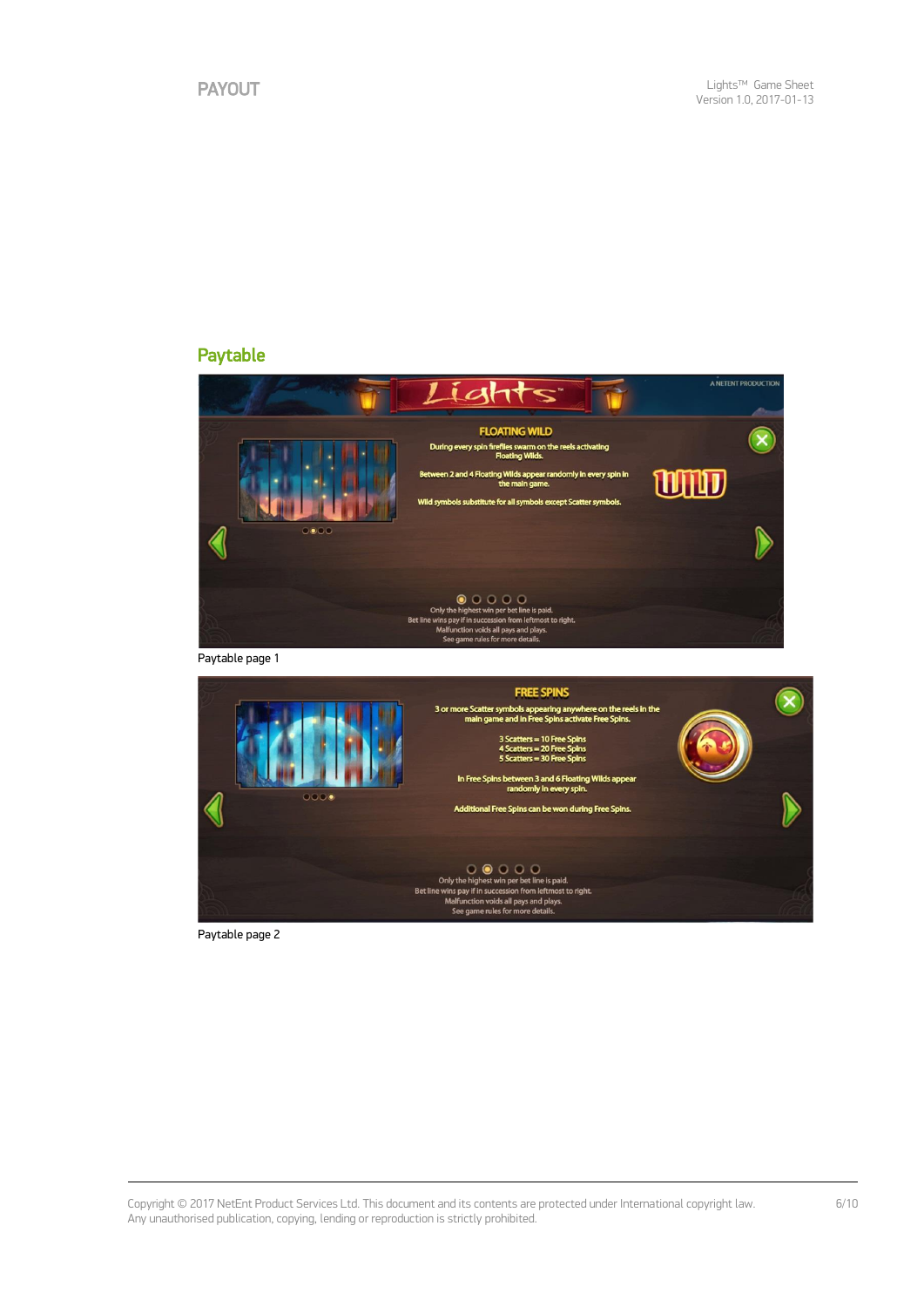## Paytable

**FLOATING WILD**

During every spin fireflies swarm on the reels activating Floating Wilds.

Between 2 and 4 Floating Wilds appear randomly in every spin in the main game.

Wild symbols substitute for all symbols except Scatter symbols.

Only the highest win per bet line is paid.
Bet line wins pay if in succession from leftmost to right.
Malfunction voids all pays and plays.
See game rules for more details.

Paytable page 1

**FREE SPINS**

3 or more Scatter symbols appearing anywhere on the reels in the main game and in Free Spins activate Free Spins.

3 Scatters = 10 Free Spins
4 Scatters = 20 Free Spins
5 Scatters = 30 Free Spins

In Free Spins between 3 and 6 Floating Wilds appear randomly in every spin.

Additional Free Spins can be won during Free Spins.

Only the highest win per bet line is paid.
Bet line wins pay if in succession from leftmost to right.
Malfunction voids all pays and plays.
See game rules for more details.

Paytable page 2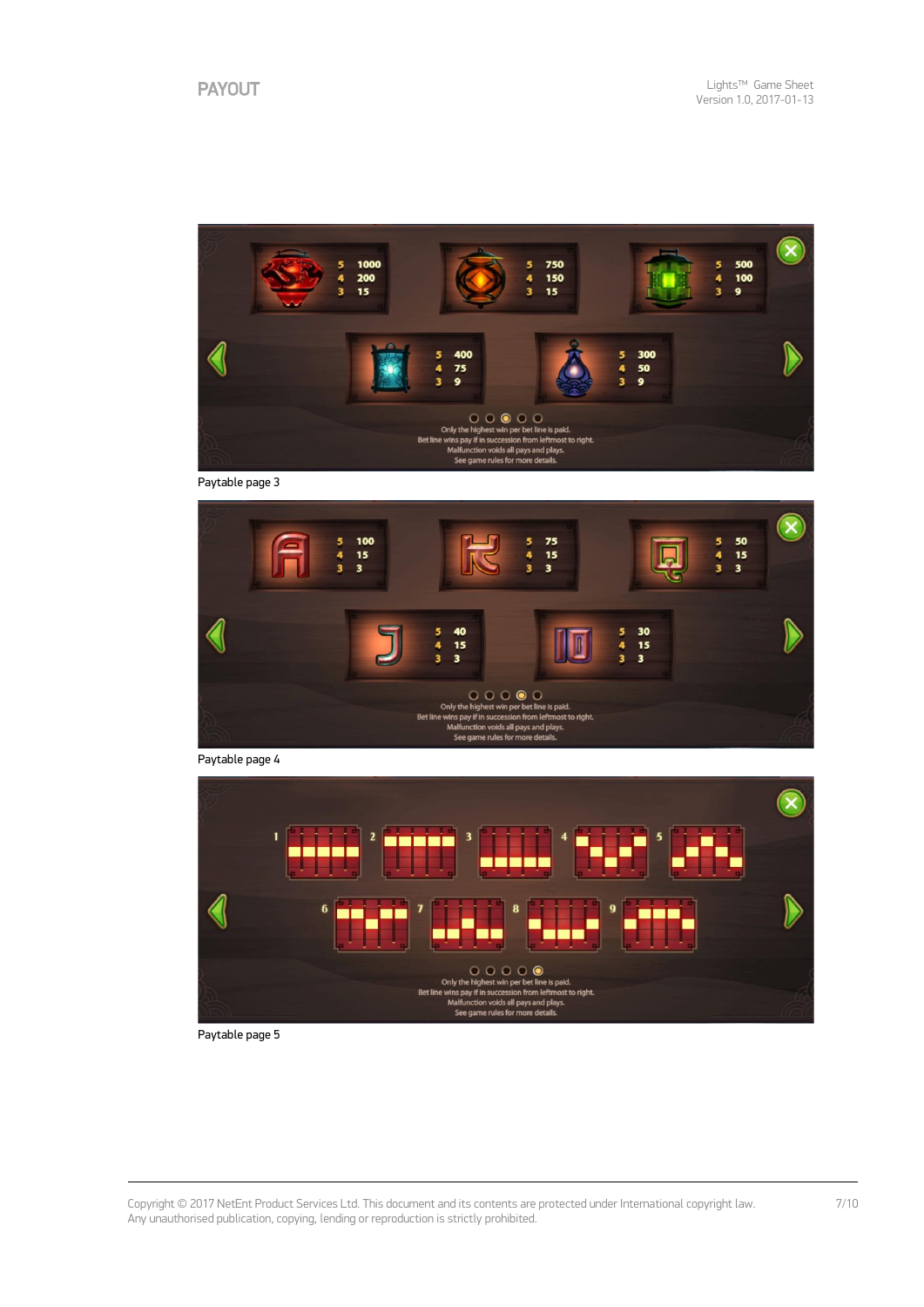# PAYOUT

| Symbol | 5 | 4 | 3 |
|---|---|---|---|
| Red lantern | 1000 | 200 | 15 |
| Orange lantern | 750 | 150 | 15 |
| Green lantern | 500 | 100 | 9 |
| Blue lantern | 400 | 75 | 9 |
| Purple lantern | 300 | 50 | 9 |

Only the highest win per bet line is paid.
Bet line wins pay if in succession from leftmost to right.
Malfunction voids all pays and plays.
See game rules for more details.

Paytable page 3

| Symbol | 5 | 4 | 3 |
|---|---|---|---|
| A | 100 | 15 | 3 |
| K | 75 | 15 | 3 |
| Q | 50 | 15 | 3 |
| J | 40 | 15 | 3 |
| 10 | 30 | 15 | 3 |

Only the highest win per bet line is paid.
Bet line wins pay if in succession from leftmost to right.
Malfunction voids all pays and plays.
See game rules for more details.

Paytable page 4

1 2 3 4 5
6 7 8 9

Only the highest win per bet line is paid.
Bet line wins pay if in succession from leftmost to right.
Malfunction voids all pays and plays.
See game rules for more details.

Paytable page 5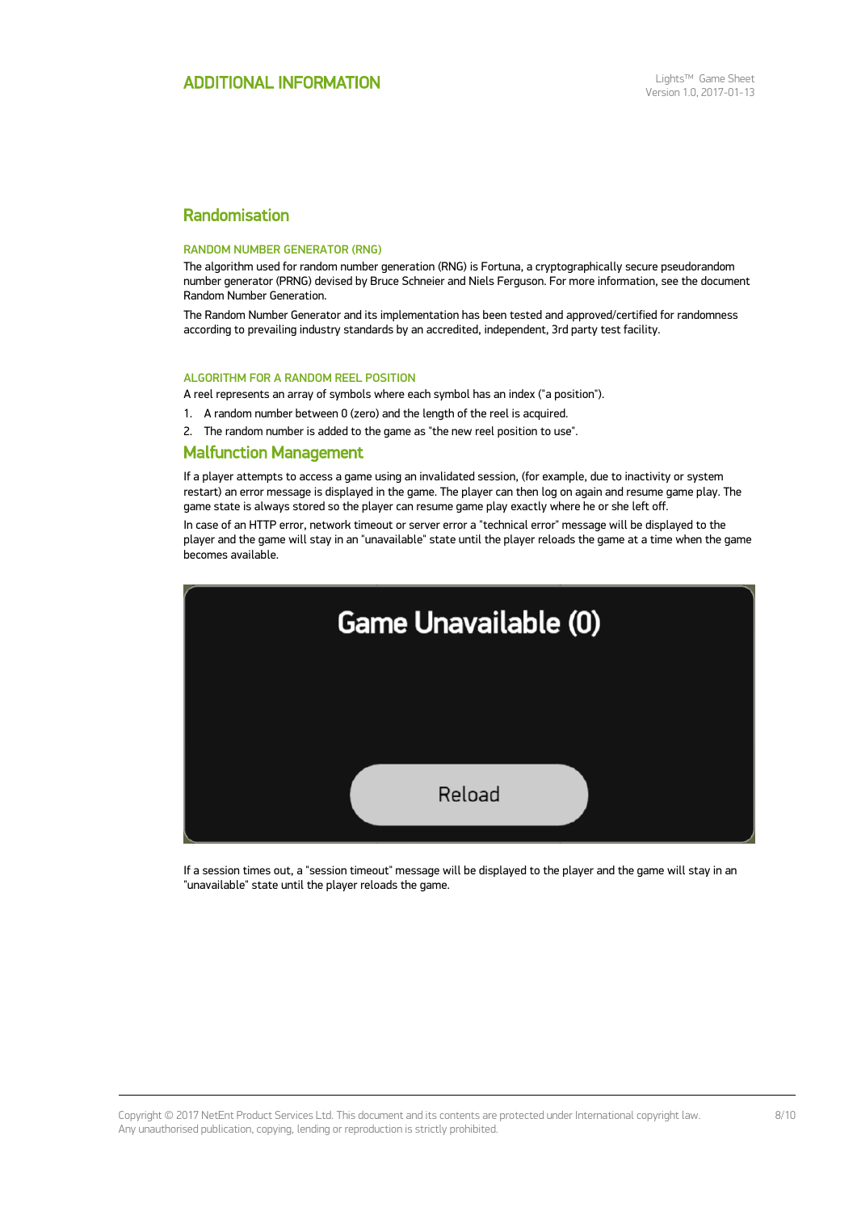## Randomisation

### RANDOM NUMBER GENERATOR (RNG)

The algorithm used for random number generation (RNG) is Fortuna, a cryptographically secure pseudorandom number generator (PRNG) devised by Bruce Schneier and Niels Ferguson. For more information, see the document Random Number Generation.

The Random Number Generator and its implementation has been tested and approved/certified for randomness according to prevailing industry standards by an accredited, independent, 3rd party test facility.

### ALGORITHM FOR A RANDOM REEL POSITION

A reel represents an array of symbols where each symbol has an index ("a position").

1. A random number between 0 (zero) and the length of the reel is acquired.
2. The random number is added to the game as "the new reel position to use".

## Malfunction Management

If a player attempts to access a game using an invalidated session, (for example, due to inactivity or system restart) an error message is displayed in the game. The player can then log on again and resume game play. The game state is always stored so the player can resume game play exactly where he or she left off.

In case of an HTTP error, network timeout or server error a "technical error" message will be displayed to the player and the game will stay in an "unavailable" state until the player reloads the game at a time when the game becomes available.

If a session times out, a "session timeout" message will be displayed to the player and the game will stay in an "unavailable" state until the player reloads the game.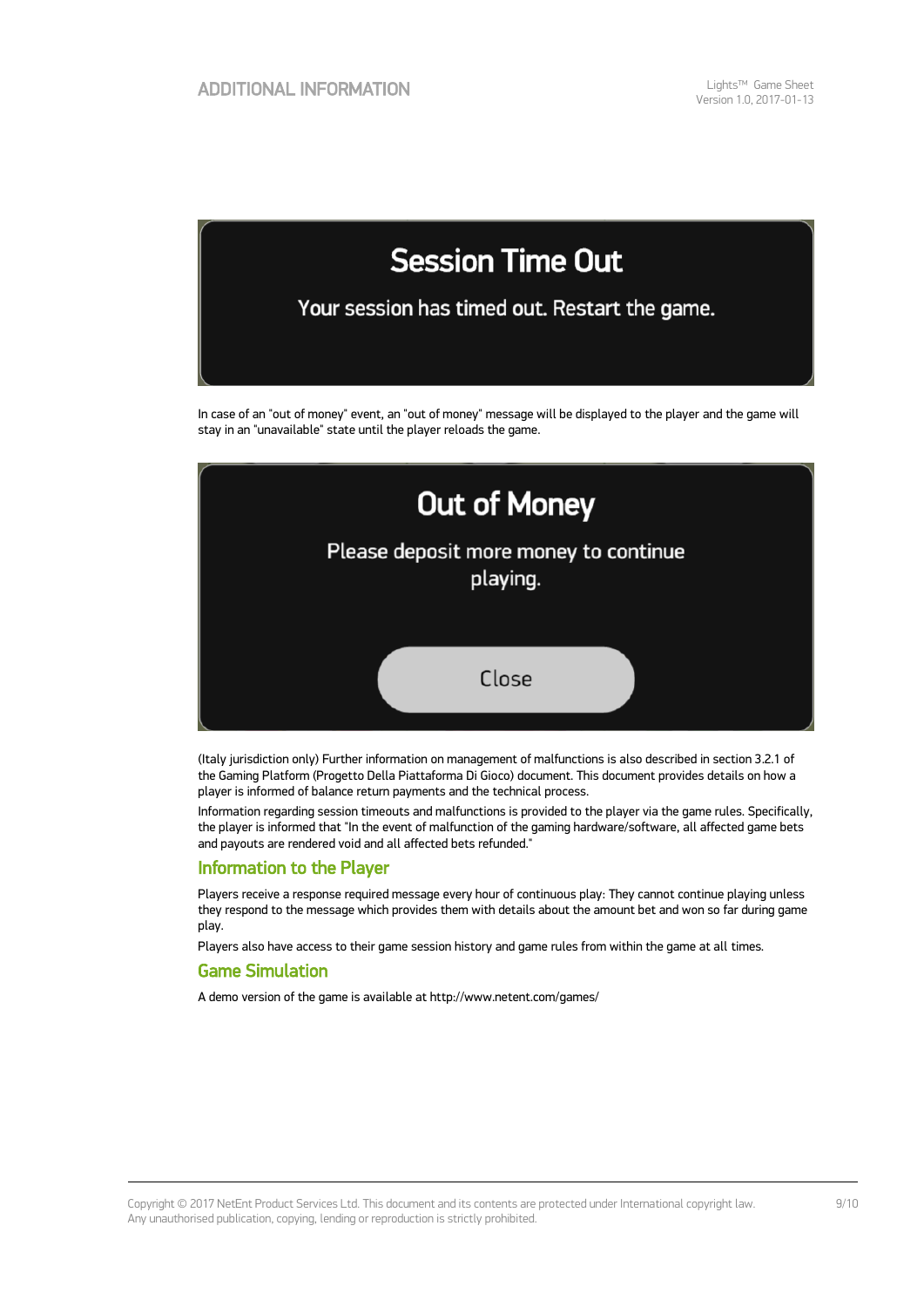Session Time Out

Your session has timed out. Restart the game.

In case of an "out of money" event, an "out of money" message will be displayed to the player and the game will stay in an "unavailable" state until the player reloads the game.

Out of Money

Please deposit more money to continue playing.

Close

(Italy jurisdiction only) Further information on management of malfunctions is also described in section 3.2.1 of the Gaming Platform (Progetto Della Piattaforma Di Gioco) document. This document provides details on how a player is informed of balance return payments and the technical process.

Information regarding session timeouts and malfunctions is provided to the player via the game rules. Specifically, the player is informed that "In the event of malfunction of the gaming hardware/software, all affected game bets and payouts are rendered void and all affected bets refunded."

## Information to the Player

Players receive a response required message every hour of continuous play: They cannot continue playing unless they respond to the message which provides them with details about the amount bet and won so far during game play.

Players also have access to their game session history and game rules from within the game at all times.

## Game Simulation

A demo version of the game is available at http://www.netent.com/games/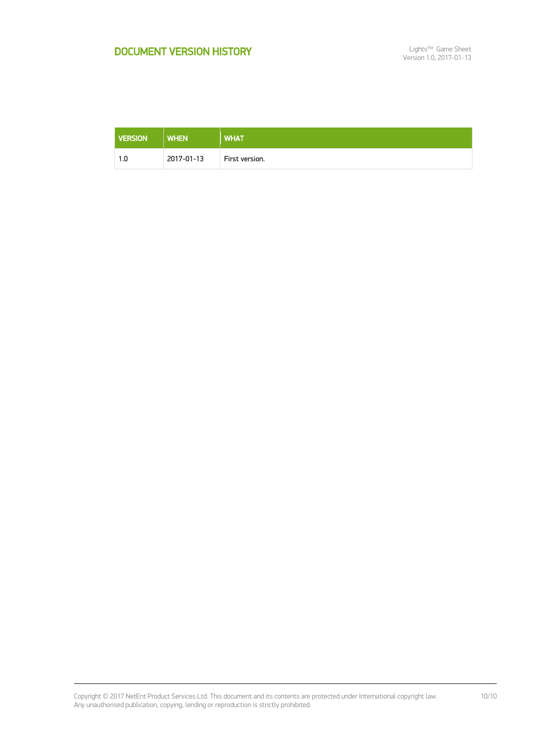# DOCUMENT VERSION HISTORY

| VERSION | WHEN | WHAT |
| --- | --- | --- |
| 1.0 | 2017-01-13 | First version. |